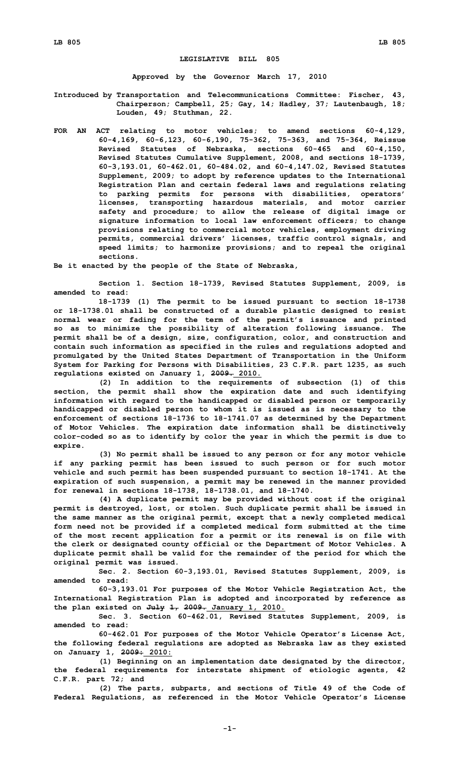# LEGISLATIVE BILL 805

**Approved by the Governor March 17, 2010**

**Introduced by Transportation and Telecommunications Committee: Fischer, 43, Chairperson; Campbell, 25; Gay, 14; Hadley, 37; Lautenbaugh, 18; Louden, 49; Stuthman, 22.**

**FOR AN ACT relating to motor vehicles; to amend sections 60-4,129, 60-4,169, 60-6,123, 60-6,190, 75-362, 75-363, and 75-364, Reissue Revised Statutes of Nebraska, sections 60-465 and 60-4,150, Revised Statutes Cumulative Supplement, 2008, and sections 18-1739, 60-3,193.01, 60-462.01, 60-484.02, and 60-4,147.02, Revised Statutes Supplement, 2009; to adopt by reference updates to the International Registration Plan and certain federal laws and regulations relating to parking permits for persons with disabilities, operators' licenses, transporting hazardous materials, and motor carrier safety and procedure; to allow the release of digital image or signature information to local law enforcement officers; to change provisions relating to commercial motor vehicles, employment driving permits, commercial drivers' licenses, traffic control signals, and speed limits; to harmonize provisions; and to repeal the original sections.**

**Be it enacted by the people of the State of Nebraska,**

**Section 1. Section 18-1739, Revised Statutes Supplement, 2009, is amended to read:**

**18-1739 (1) The permit to be issued pursuant to section 18-1738 or 18-1738.01 shall be constructed of a durable plastic designed to resist normal wear or fading for the term of the permit's issuance and printed so as to minimize the possibility of alteration following issuance. The permit shall be of a design, size, configuration, color, and construction and contain such information as specified in the rules and regulations adopted and promulgated by the United States Department of Transportation in the Uniform System for Parking for Persons with Disabilities, 23 C.F.R. part 1235, as such regulations existed on January 1, ~~2009.~~ 2010.**

**(2) In addition to the requirements of subsection (1) of this section, the permit shall show the expiration date and such identifying information with regard to the handicapped or disabled person or temporarily handicapped or disabled person to whom it is issued as is necessary to the enforcement of sections 18-1736 to 18-1741.07 as determined by the Department of Motor Vehicles. The expiration date information shall be distinctively color-coded so as to identify by color the year in which the permit is due to expire.**

**(3) No permit shall be issued to any person or for any motor vehicle if any parking permit has been issued to such person or for such motor vehicle and such permit has been suspended pursuant to section 18-1741. At the expiration of such suspension, a permit may be renewed in the manner provided for renewal in sections 18-1738, 18-1738.01, and 18-1740.**

**(4) A duplicate permit may be provided without cost if the original permit is destroyed, lost, or stolen. Such duplicate permit shall be issued in the same manner as the original permit, except that a newly completed medical form need not be provided if a completed medical form submitted at the time of the most recent application for a permit or its renewal is on file with the clerk or designated county official or the Department of Motor Vehicles. A duplicate permit shall be valid for the remainder of the period for which the original permit was issued.**

**Sec. 2. Section 60-3,193.01, Revised Statutes Supplement, 2009, is amended to read:**

**60-3,193.01 For purposes of the Motor Vehicle Registration Act, the International Registration Plan is adopted and incorporated by reference as the plan existed on ~~July 1, 2009.~~ January 1, 2010.**

**Sec. 3. Section 60-462.01, Revised Statutes Supplement, 2009, is amended to read:**

**60-462.01 For purposes of the Motor Vehicle Operator's License Act, the following federal regulations are adopted as Nebraska law as they existed on January 1, ~~2009:~~ 2010:**

**(1) Beginning on an implementation date designated by the director, the federal requirements for interstate shipment of etiologic agents, 42 C.F.R. part 72; and**

**(2) The parts, subparts, and sections of Title 49 of the Code of Federal Regulations, as referenced in the Motor Vehicle Operator's License**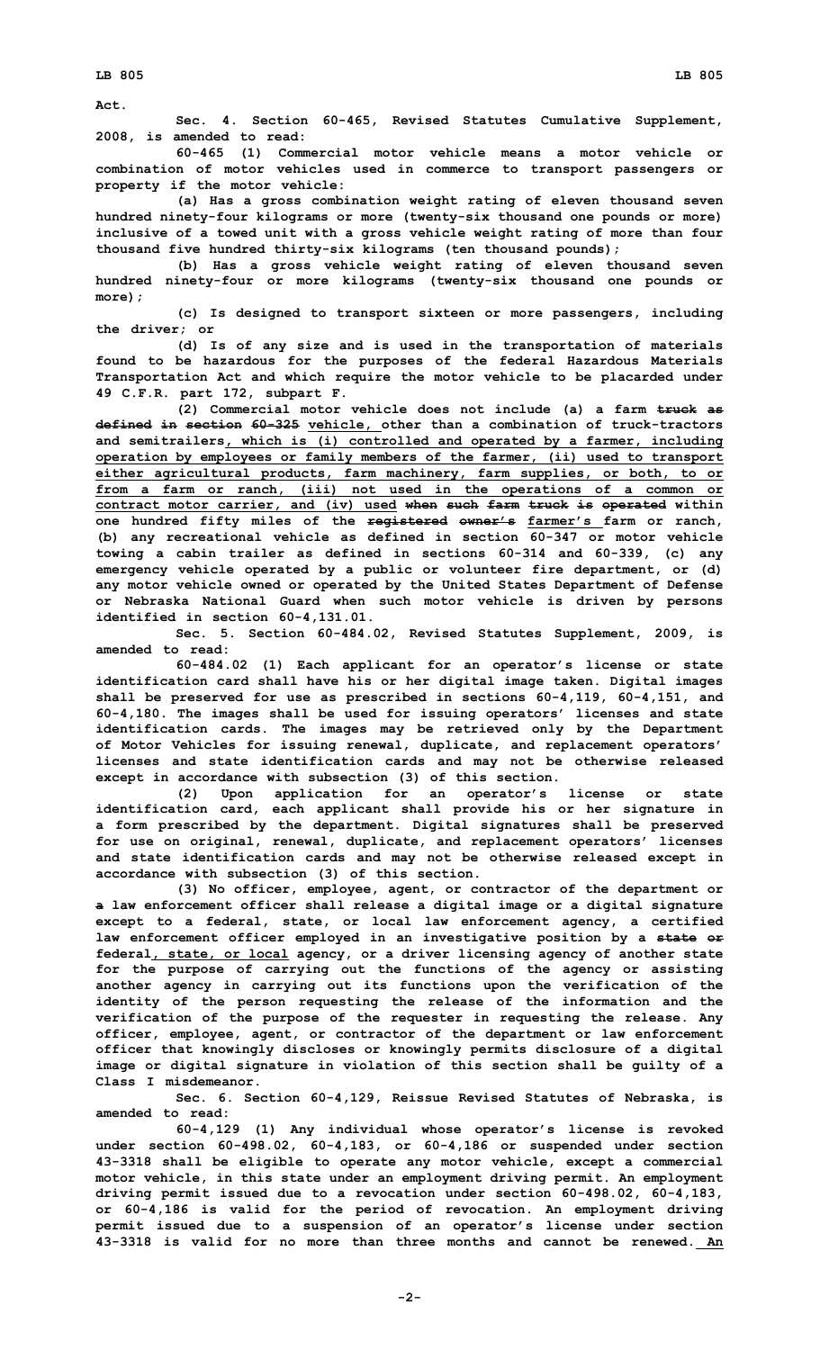Act.

Sec. 4. Section 60-465, Revised Statutes Cumulative Supplement, 2008, is amended to read:

60-465 (1) Commercial motor vehicle means a motor vehicle or combination of motor vehicles used in commerce to transport passengers or property if the motor vehicle:

(a) Has a gross combination weight rating of eleven thousand seven hundred ninety-four kilograms or more (twenty-six thousand one pounds or more) inclusive of a towed unit with a gross vehicle weight rating of more than four thousand five hundred thirty-six kilograms (ten thousand pounds);

(b) Has a gross vehicle weight rating of eleven thousand seven hundred ninety-four or more kilograms (twenty-six thousand one pounds or more);

(c) Is designed to transport sixteen or more passengers, including the driver; or

(d) Is of any size and is used in the transportation of materials found to be hazardous for the purposes of the federal Hazardous Materials Transportation Act and which require the motor vehicle to be placarded under 49 C.F.R. part 172, subpart F.

(2) Commercial motor vehicle does not include (a) a farm ~~truck as defined in section 60-325~~ vehicle, other than a combination of truck-tractors and semitrailers, which is (i) controlled and operated by a farmer, including operation by employees or family members of the farmer, (ii) used to transport either agricultural products, farm machinery, farm supplies, or both, to or from a farm or ranch, (iii) not used in the operations of a common or contract motor carrier, and (iv) used ~~when such farm truck is operated~~ within one hundred fifty miles of the ~~registered owner's~~ farmer's farm or ranch, (b) any recreational vehicle as defined in section 60-347 or motor vehicle towing a cabin trailer as defined in sections 60-314 and 60-339, (c) any emergency vehicle operated by a public or volunteer fire department, or (d) any motor vehicle owned or operated by the United States Department of Defense or Nebraska National Guard when such motor vehicle is driven by persons identified in section 60-4,131.01.

Sec. 5. Section 60-484.02, Revised Statutes Supplement, 2009, is amended to read:

60-484.02 (1) Each applicant for an operator's license or state identification card shall have his or her digital image taken. Digital images shall be preserved for use as prescribed in sections 60-4,119, 60-4,151, and 60-4,180. The images shall be used for issuing operators' licenses and state identification cards. The images may be retrieved only by the Department of Motor Vehicles for issuing renewal, duplicate, and replacement operators' licenses and state identification cards and may not be otherwise released except in accordance with subsection (3) of this section.

(2) Upon application for an operator's license or state identification card, each applicant shall provide his or her signature in a form prescribed by the department. Digital signatures shall be preserved for use on original, renewal, duplicate, and replacement operators' licenses and state identification cards and may not be otherwise released except in accordance with subsection (3) of this section.

(3) No officer, employee, agent, or contractor of the department or ~~a~~ law enforcement officer shall release a digital image or a digital signature except to a federal, state, or local law enforcement agency, a certified law enforcement officer employed in an investigative position by a ~~state or~~ federal, state, or local agency, or a driver licensing agency of another state for the purpose of carrying out the functions of the agency or assisting another agency in carrying out its functions upon the verification of the identity of the person requesting the release of the information and the verification of the purpose of the requester in requesting the release. Any officer, employee, agent, or contractor of the department or law enforcement officer that knowingly discloses or knowingly permits disclosure of a digital image or digital signature in violation of this section shall be guilty of a Class I misdemeanor.

Sec. 6. Section 60-4,129, Reissue Revised Statutes of Nebraska, is amended to read:

60-4,129 (1) Any individual whose operator's license is revoked under section 60-498.02, 60-4,183, or 60-4,186 or suspended under section 43-3318 shall be eligible to operate any motor vehicle, except a commercial motor vehicle, in this state under an employment driving permit. An employment driving permit issued due to a revocation under section 60-498.02, 60-4,183, or 60-4,186 is valid for the period of revocation. An employment driving permit issued due to a suspension of an operator's license under section 43-3318 is valid for no more than three months and cannot be renewed. An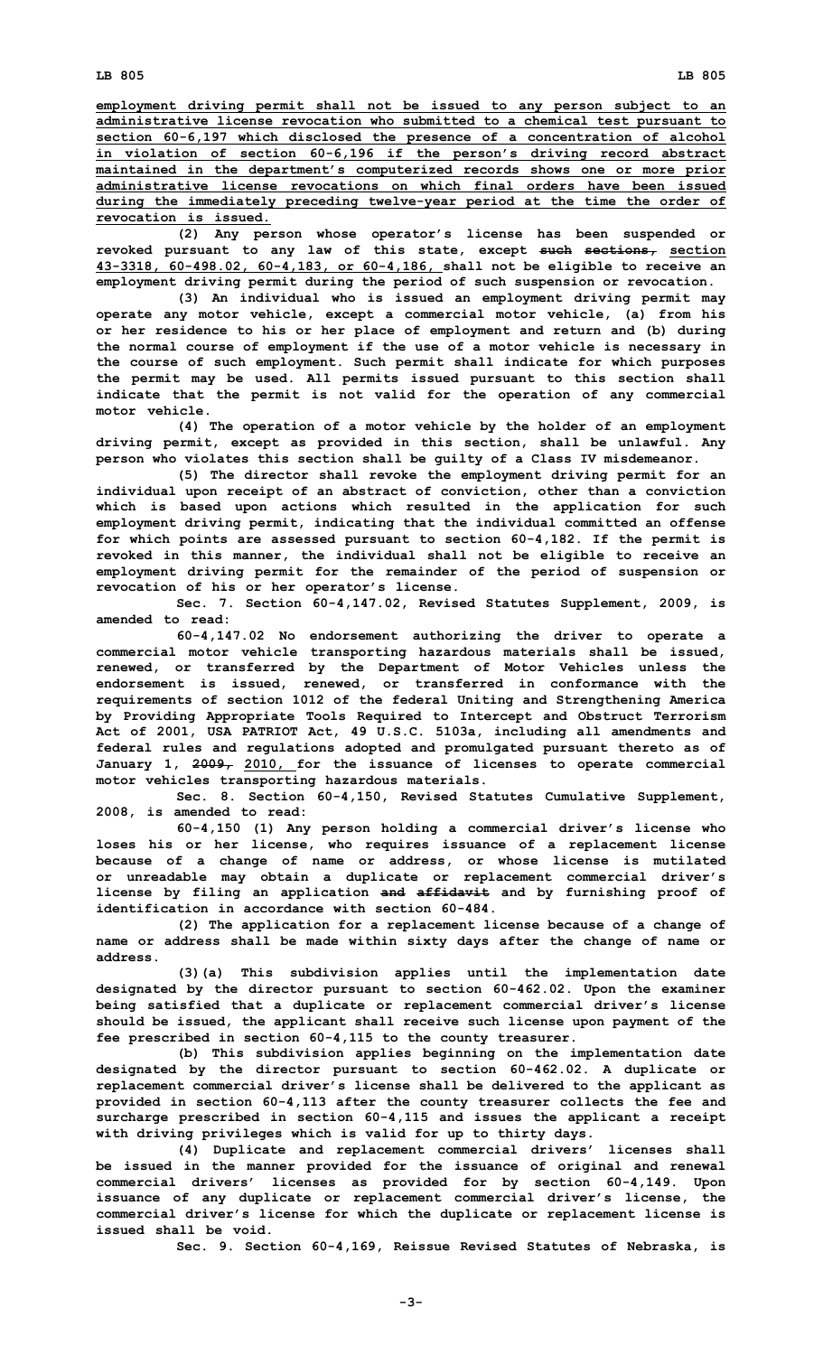employment driving permit shall not be issued to any person subject to an administrative license revocation who submitted to a chemical test pursuant to section 60-6,197 which disclosed the presence of a concentration of alcohol in violation of section 60-6,196 if the person's driving record abstract maintained in the department's computerized records shows one or more prior administrative license revocations on which final orders have been issued during the immediately preceding twelve-year period at the time the order of revocation is issued.

(2) Any person whose operator's license has been suspended or revoked pursuant to any law of this state, except ~~such sections,~~ section 43-3318, 60-498.02, 60-4,183, or 60-4,186, shall not be eligible to receive an employment driving permit during the period of such suspension or revocation.

(3) An individual who is issued an employment driving permit may operate any motor vehicle, except a commercial motor vehicle, (a) from his or her residence to his or her place of employment and return and (b) during the normal course of employment if the use of a motor vehicle is necessary in the course of such employment. Such permit shall indicate for which purposes the permit may be used. All permits issued pursuant to this section shall indicate that the permit is not valid for the operation of any commercial motor vehicle.

(4) The operation of a motor vehicle by the holder of an employment driving permit, except as provided in this section, shall be unlawful. Any person who violates this section shall be guilty of a Class IV misdemeanor.

(5) The director shall revoke the employment driving permit for an individual upon receipt of an abstract of conviction, other than a conviction which is based upon actions which resulted in the application for such employment driving permit, indicating that the individual committed an offense for which points are assessed pursuant to section 60-4,182. If the permit is revoked in this manner, the individual shall not be eligible to receive an employment driving permit for the remainder of the period of suspension or revocation of his or her operator's license.

Sec. 7. Section 60-4,147.02, Revised Statutes Supplement, 2009, is amended to read:

60-4,147.02 No endorsement authorizing the driver to operate a commercial motor vehicle transporting hazardous materials shall be issued, renewed, or transferred by the Department of Motor Vehicles unless the endorsement is issued, renewed, or transferred in conformance with the requirements of section 1012 of the federal Uniting and Strengthening America by Providing Appropriate Tools Required to Intercept and Obstruct Terrorism Act of 2001, USA PATRIOT Act, 49 U.S.C. 5103a, including all amendments and federal rules and regulations adopted and promulgated pursuant thereto as of January 1, ~~2009,~~ 2010, for the issuance of licenses to operate commercial motor vehicles transporting hazardous materials.

Sec. 8. Section 60-4,150, Revised Statutes Cumulative Supplement, 2008, is amended to read:

60-4,150 (1) Any person holding a commercial driver's license who loses his or her license, who requires issuance of a replacement license because of a change of name or address, or whose license is mutilated or unreadable may obtain a duplicate or replacement commercial driver's license by filing an application ~~and affidavit~~ and by furnishing proof of identification in accordance with section 60-484.

(2) The application for a replacement license because of a change of name or address shall be made within sixty days after the change of name or address.

(3)(a) This subdivision applies until the implementation date designated by the director pursuant to section 60-462.02. Upon the examiner being satisfied that a duplicate or replacement commercial driver's license should be issued, the applicant shall receive such license upon payment of the fee prescribed in section 60-4,115 to the county treasurer.

(b) This subdivision applies beginning on the implementation date designated by the director pursuant to section 60-462.02. A duplicate or replacement commercial driver's license shall be delivered to the applicant as provided in section 60-4,113 after the county treasurer collects the fee and surcharge prescribed in section 60-4,115 and issues the applicant a receipt with driving privileges which is valid for up to thirty days.

(4) Duplicate and replacement commercial drivers' licenses shall be issued in the manner provided for the issuance of original and renewal commercial drivers' licenses as provided for by section 60-4,149. Upon issuance of any duplicate or replacement commercial driver's license, the commercial driver's license for which the duplicate or replacement license is issued shall be void.

Sec. 9. Section 60-4,169, Reissue Revised Statutes of Nebraska, is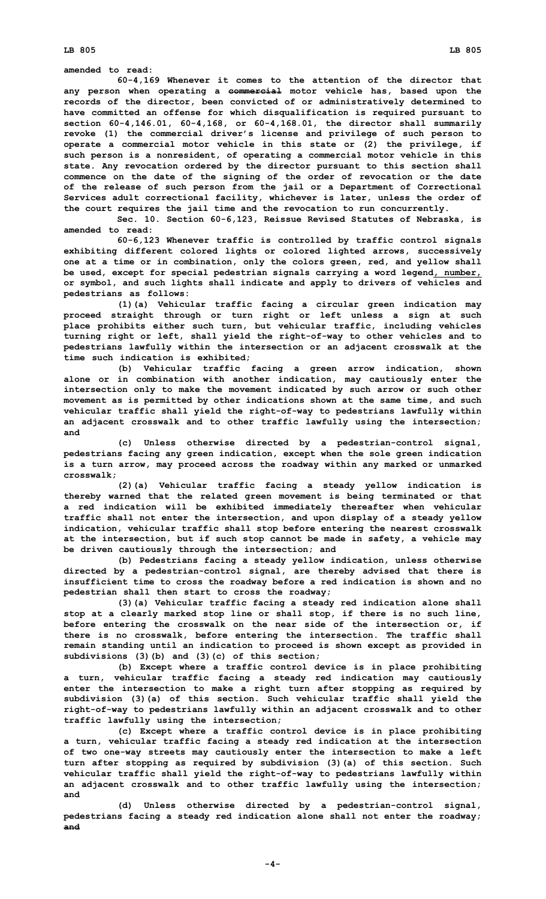amended to read:

60-4,169 Whenever it comes to the attention of the director that any person when operating a ~~commercial~~ motor vehicle has, based upon the records of the director, been convicted of or administratively determined to have committed an offense for which disqualification is required pursuant to section 60-4,146.01, 60-4,168, or 60-4,168.01, the director shall summarily revoke (1) the commercial driver's license and privilege of such person to operate a commercial motor vehicle in this state or (2) the privilege, if such person is a nonresident, of operating a commercial motor vehicle in this state. Any revocation ordered by the director pursuant to this section shall commence on the date of the signing of the order of revocation or the date of the release of such person from the jail or a Department of Correctional Services adult correctional facility, whichever is later, unless the order of the court requires the jail time and the revocation to run concurrently.

Sec. 10. Section 60-6,123, Reissue Revised Statutes of Nebraska, is amended to read:

60-6,123 Whenever traffic is controlled by traffic control signals exhibiting different colored lights or colored lighted arrows, successively one at a time or in combination, only the colors green, red, and yellow shall be used, except for special pedestrian signals carrying a word legend, number, or symbol, and such lights shall indicate and apply to drivers of vehicles and pedestrians as follows:

(1)(a) Vehicular traffic facing a circular green indication may proceed straight through or turn right or left unless a sign at such place prohibits either such turn, but vehicular traffic, including vehicles turning right or left, shall yield the right-of-way to other vehicles and to pedestrians lawfully within the intersection or an adjacent crosswalk at the time such indication is exhibited;

(b) Vehicular traffic facing a green arrow indication, shown alone or in combination with another indication, may cautiously enter the intersection only to make the movement indicated by such arrow or such other movement as is permitted by other indications shown at the same time, and such vehicular traffic shall yield the right-of-way to pedestrians lawfully within an adjacent crosswalk and to other traffic lawfully using the intersection; and

(c) Unless otherwise directed by a pedestrian-control signal, pedestrians facing any green indication, except when the sole green indication is a turn arrow, may proceed across the roadway within any marked or unmarked crosswalk;

(2)(a) Vehicular traffic facing a steady yellow indication is thereby warned that the related green movement is being terminated or that a red indication will be exhibited immediately thereafter when vehicular traffic shall not enter the intersection, and upon display of a steady yellow indication, vehicular traffic shall stop before entering the nearest crosswalk at the intersection, but if such stop cannot be made in safety, a vehicle may be driven cautiously through the intersection; and

(b) Pedestrians facing a steady yellow indication, unless otherwise directed by a pedestrian-control signal, are thereby advised that there is insufficient time to cross the roadway before a red indication is shown and no pedestrian shall then start to cross the roadway;

(3)(a) Vehicular traffic facing a steady red indication alone shall stop at a clearly marked stop line or shall stop, if there is no such line, before entering the crosswalk on the near side of the intersection or, if there is no crosswalk, before entering the intersection. The traffic shall remain standing until an indication to proceed is shown except as provided in subdivisions (3)(b) and (3)(c) of this section;

(b) Except where a traffic control device is in place prohibiting a turn, vehicular traffic facing a steady red indication may cautiously enter the intersection to make a right turn after stopping as required by subdivision (3)(a) of this section. Such vehicular traffic shall yield the right-of-way to pedestrians lawfully within an adjacent crosswalk and to other traffic lawfully using the intersection;

(c) Except where a traffic control device is in place prohibiting a turn, vehicular traffic facing a steady red indication at the intersection of two one-way streets may cautiously enter the intersection to make a left turn after stopping as required by subdivision (3)(a) of this section. Such vehicular traffic shall yield the right-of-way to pedestrians lawfully within an adjacent crosswalk and to other traffic lawfully using the intersection; and

(d) Unless otherwise directed by a pedestrian-control signal, pedestrians facing a steady red indication alone shall not enter the roadway; ~~and~~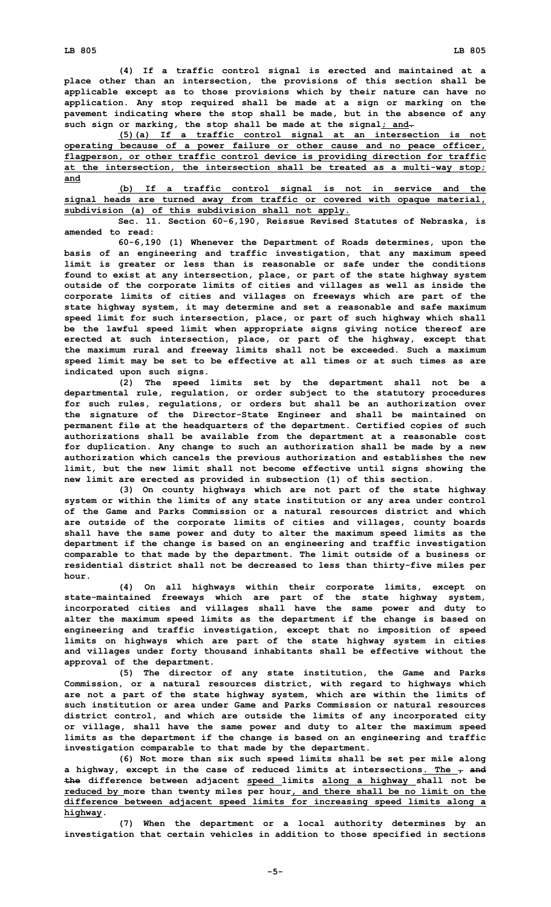(4) If a traffic control signal is erected and maintained at a place other than an intersection, the provisions of this section shall be applicable except as to those provisions which by their nature can have no application. Any stop required shall be made at a sign or marking on the pavement indicating where the stop shall be made, but in the absence of any such sign or marking, the stop shall be made at the signal; and.

(5)(a) If a traffic control signal at an intersection is not operating because of a power failure or other cause and no peace officer, flagperson, or other traffic control device is providing direction for traffic at the intersection, the intersection shall be treated as a multi-way stop; and

(b) If a traffic control signal is not in service and the signal heads are turned away from traffic or covered with opaque material, subdivision (a) of this subdivision shall not apply.

Sec. 11. Section 60-6,190, Reissue Revised Statutes of Nebraska, is amended to read:

60-6,190 (1) Whenever the Department of Roads determines, upon the basis of an engineering and traffic investigation, that any maximum speed limit is greater or less than is reasonable or safe under the conditions found to exist at any intersection, place, or part of the state highway system outside of the corporate limits of cities and villages as well as inside the corporate limits of cities and villages on freeways which are part of the state highway system, it may determine and set a reasonable and safe maximum speed limit for such intersection, place, or part of such highway which shall be the lawful speed limit when appropriate signs giving notice thereof are erected at such intersection, place, or part of the highway, except that the maximum rural and freeway limits shall not be exceeded. Such a maximum speed limit may be set to be effective at all times or at such times as are indicated upon such signs.

(2) The speed limits set by the department shall not be a departmental rule, regulation, or order subject to the statutory procedures for such rules, regulations, or orders but shall be an authorization over the signature of the Director-State Engineer and shall be maintained on permanent file at the headquarters of the department. Certified copies of such authorizations shall be available from the department at a reasonable cost for duplication. Any change to such an authorization shall be made by a new authorization which cancels the previous authorization and establishes the new limit, but the new limit shall not become effective until signs showing the new limit are erected as provided in subsection (1) of this section.

(3) On county highways which are not part of the state highway system or within the limits of any state institution or any area under control of the Game and Parks Commission or a natural resources district and which are outside of the corporate limits of cities and villages, county boards shall have the same power and duty to alter the maximum speed limits as the department if the change is based on an engineering and traffic investigation comparable to that made by the department. The limit outside of a business or residential district shall not be decreased to less than thirty-five miles per hour.

(4) On all highways within their corporate limits, except on state-maintained freeways which are part of the state highway system, incorporated cities and villages shall have the same power and duty to alter the maximum speed limits as the department if the change is based on engineering and traffic investigation, except that no imposition of speed limits on highways which are part of the state highway system in cities and villages under forty thousand inhabitants shall be effective without the approval of the department.

(5) The director of any state institution, the Game and Parks Commission, or a natural resources district, with regard to highways which are not a part of the state highway system, which are within the limits of such institution or area under Game and Parks Commission or natural resources district control, and which are outside the limits of any incorporated city or village, shall have the same power and duty to alter the maximum speed limits as the department if the change is based on an engineering and traffic investigation comparable to that made by the department.

(6) Not more than six such speed limits shall be set per mile along a highway, except in the case of reduced limits at intersections. The , and the difference between adjacent speed limits along a highway shall not be reduced by more than twenty miles per hour, and there shall be no limit on the difference between adjacent speed limits for increasing speed limits along a highway.

(7) When the department or a local authority determines by an investigation that certain vehicles in addition to those specified in sections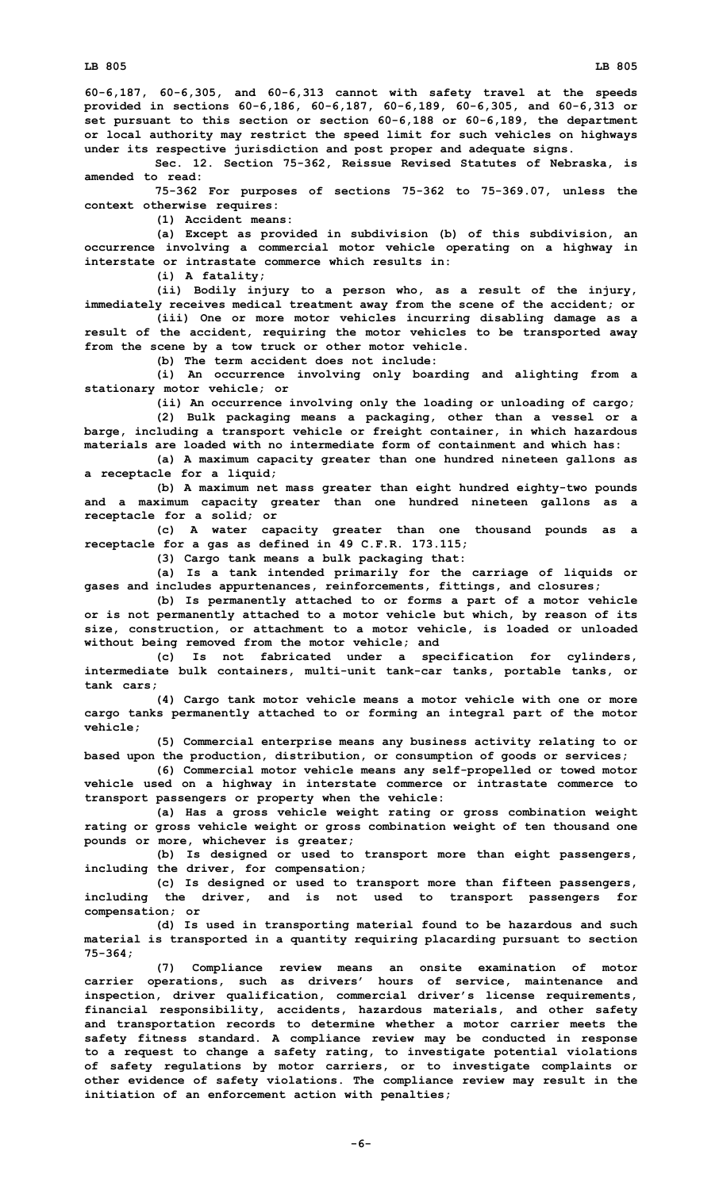60-6,187, 60-6,305, and 60-6,313 cannot with safety travel at the speeds provided in sections 60-6,186, 60-6,187, 60-6,189, 60-6,305, and 60-6,313 or set pursuant to this section or section 60-6,188 or 60-6,189, the department or local authority may restrict the speed limit for such vehicles on highways under its respective jurisdiction and post proper and adequate signs.

Sec. 12. Section 75-362, Reissue Revised Statutes of Nebraska, is amended to read:

75-362 For purposes of sections 75-362 to 75-369.07, unless the context otherwise requires:

(1) Accident means:

(a) Except as provided in subdivision (b) of this subdivision, an occurrence involving a commercial motor vehicle operating on a highway in interstate or intrastate commerce which results in:

(i) A fatality;

(ii) Bodily injury to a person who, as a result of the injury, immediately receives medical treatment away from the scene of the accident; or

(iii) One or more motor vehicles incurring disabling damage as a result of the accident, requiring the motor vehicles to be transported away from the scene by a tow truck or other motor vehicle.

(b) The term accident does not include:

(i) An occurrence involving only boarding and alighting from a stationary motor vehicle; or

(ii) An occurrence involving only the loading or unloading of cargo;

(2) Bulk packaging means a packaging, other than a vessel or a barge, including a transport vehicle or freight container, in which hazardous materials are loaded with no intermediate form of containment and which has:

(a) A maximum capacity greater than one hundred nineteen gallons as a receptacle for a liquid;

(b) A maximum net mass greater than eight hundred eighty-two pounds and a maximum capacity greater than one hundred nineteen gallons as a receptacle for a solid; or

(c) A water capacity greater than one thousand pounds as a receptacle for a gas as defined in 49 C.F.R. 173.115;

(3) Cargo tank means a bulk packaging that:

(a) Is a tank intended primarily for the carriage of liquids or gases and includes appurtenances, reinforcements, fittings, and closures;

(b) Is permanently attached to or forms a part of a motor vehicle or is not permanently attached to a motor vehicle but which, by reason of its size, construction, or attachment to a motor vehicle, is loaded or unloaded without being removed from the motor vehicle; and

(c) Is not fabricated under a specification for cylinders, intermediate bulk containers, multi-unit tank-car tanks, portable tanks, or tank cars;

(4) Cargo tank motor vehicle means a motor vehicle with one or more cargo tanks permanently attached to or forming an integral part of the motor vehicle;

(5) Commercial enterprise means any business activity relating to or based upon the production, distribution, or consumption of goods or services;

(6) Commercial motor vehicle means any self-propelled or towed motor vehicle used on a highway in interstate commerce or intrastate commerce to transport passengers or property when the vehicle:

(a) Has a gross vehicle weight rating or gross combination weight rating or gross vehicle weight or gross combination weight of ten thousand one pounds or more, whichever is greater;

(b) Is designed or used to transport more than eight passengers, including the driver, for compensation;

(c) Is designed or used to transport more than fifteen passengers, including the driver, and is not used to transport passengers for compensation; or

(d) Is used in transporting material found to be hazardous and such material is transported in a quantity requiring placarding pursuant to section 75-364;

(7) Compliance review means an onsite examination of motor carrier operations, such as drivers' hours of service, maintenance and inspection, driver qualification, commercial driver's license requirements, financial responsibility, accidents, hazardous materials, and other safety and transportation records to determine whether a motor carrier meets the safety fitness standard. A compliance review may be conducted in response to a request to change a safety rating, to investigate potential violations of safety regulations by motor carriers, or to investigate complaints or other evidence of safety violations. The compliance review may result in the initiation of an enforcement action with penalties;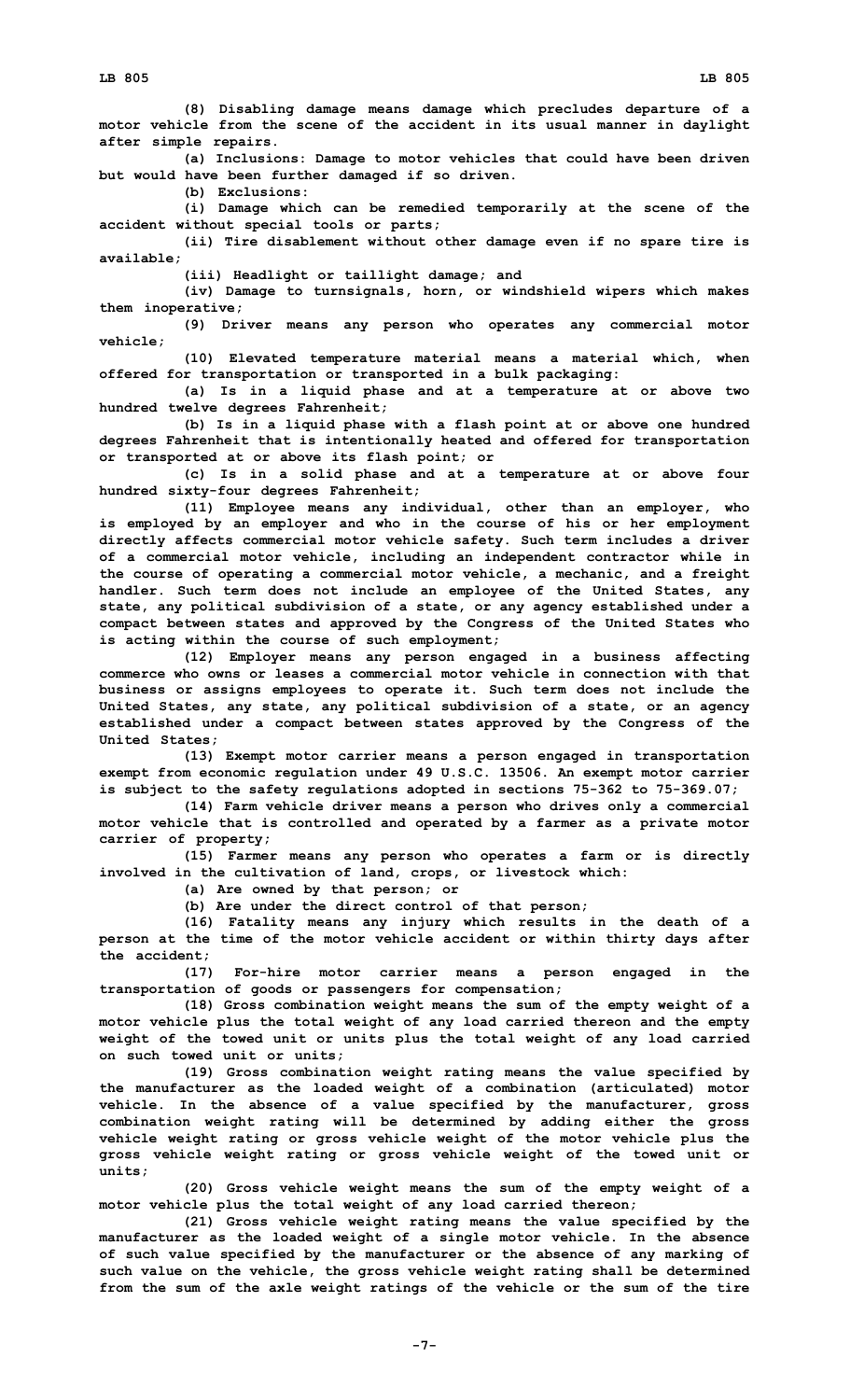(8) Disabling damage means damage which precludes departure of a motor vehicle from the scene of the accident in its usual manner in daylight after simple repairs.

(a) Inclusions: Damage to motor vehicles that could have been driven but would have been further damaged if so driven.

(b) Exclusions:

(i) Damage which can be remedied temporarily at the scene of the accident without special tools or parts;

(ii) Tire disablement without other damage even if no spare tire is available;

(iii) Headlight or taillight damage; and

(iv) Damage to turnsignals, horn, or windshield wipers which makes them inoperative;

(9) Driver means any person who operates any commercial motor vehicle;

(10) Elevated temperature material means a material which, when offered for transportation or transported in a bulk packaging:

(a) Is in a liquid phase and at a temperature at or above two hundred twelve degrees Fahrenheit;

(b) Is in a liquid phase with a flash point at or above one hundred degrees Fahrenheit that is intentionally heated and offered for transportation or transported at or above its flash point; or

(c) Is in a solid phase and at a temperature at or above four hundred sixty-four degrees Fahrenheit;

(11) Employee means any individual, other than an employer, who is employed by an employer and who in the course of his or her employment directly affects commercial motor vehicle safety. Such term includes a driver of a commercial motor vehicle, including an independent contractor while in the course of operating a commercial motor vehicle, a mechanic, and a freight handler. Such term does not include an employee of the United States, any state, any political subdivision of a state, or any agency established under a compact between states and approved by the Congress of the United States who is acting within the course of such employment;

(12) Employer means any person engaged in a business affecting commerce who owns or leases a commercial motor vehicle in connection with that business or assigns employees to operate it. Such term does not include the United States, any state, any political subdivision of a state, or an agency established under a compact between states approved by the Congress of the United States;

(13) Exempt motor carrier means a person engaged in transportation exempt from economic regulation under 49 U.S.C. 13506. An exempt motor carrier is subject to the safety regulations adopted in sections 75-362 to 75-369.07;

(14) Farm vehicle driver means a person who drives only a commercial motor vehicle that is controlled and operated by a farmer as a private motor carrier of property;

(15) Farmer means any person who operates a farm or is directly involved in the cultivation of land, crops, or livestock which:

(a) Are owned by that person; or

(b) Are under the direct control of that person;

(16) Fatality means any injury which results in the death of a person at the time of the motor vehicle accident or within thirty days after the accident;

(17) For-hire motor carrier means a person engaged in the transportation of goods or passengers for compensation;

(18) Gross combination weight means the sum of the empty weight of a motor vehicle plus the total weight of any load carried thereon and the empty weight of the towed unit or units plus the total weight of any load carried on such towed unit or units;

(19) Gross combination weight rating means the value specified by the manufacturer as the loaded weight of a combination (articulated) motor vehicle. In the absence of a value specified by the manufacturer, gross combination weight rating will be determined by adding either the gross vehicle weight rating or gross vehicle weight of the motor vehicle plus the gross vehicle weight rating or gross vehicle weight of the towed unit or units;

(20) Gross vehicle weight means the sum of the empty weight of a motor vehicle plus the total weight of any load carried thereon;

(21) Gross vehicle weight rating means the value specified by the manufacturer as the loaded weight of a single motor vehicle. In the absence of such value specified by the manufacturer or the absence of any marking of such value on the vehicle, the gross vehicle weight rating shall be determined from the sum of the axle weight ratings of the vehicle or the sum of the tire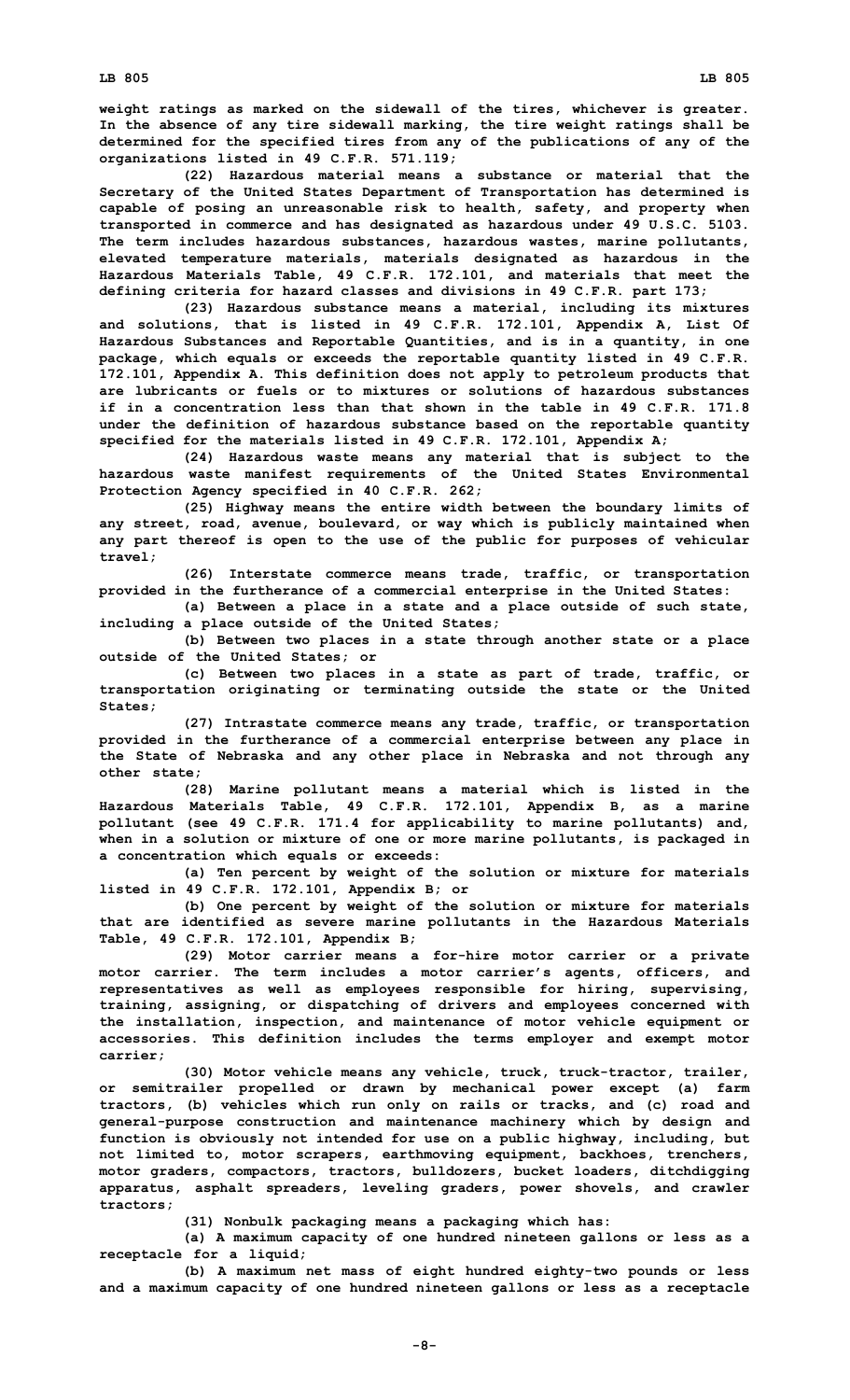**weight ratings as marked on the sidewall of the tires, whichever is greater. In the absence of any tire sidewall marking, the tire weight ratings shall be determined for the specified tires from any of the publications of any of the organizations listed in 49 C.F.R. 571.119;**

**(22) Hazardous material means a substance or material that the Secretary of the United States Department of Transportation has determined is capable of posing an unreasonable risk to health, safety, and property when transported in commerce and has designated as hazardous under 49 U.S.C. 5103. The term includes hazardous substances, hazardous wastes, marine pollutants, elevated temperature materials, materials designated as hazardous in the Hazardous Materials Table, 49 C.F.R. 172.101, and materials that meet the defining criteria for hazard classes and divisions in 49 C.F.R. part 173;**

**(23) Hazardous substance means a material, including its mixtures and solutions, that is listed in 49 C.F.R. 172.101, Appendix A, List Of Hazardous Substances and Reportable Quantities, and is in a quantity, in one package, which equals or exceeds the reportable quantity listed in 49 C.F.R. 172.101, Appendix A. This definition does not apply to petroleum products that are lubricants or fuels or to mixtures or solutions of hazardous substances if in a concentration less than that shown in the table in 49 C.F.R. 171.8 under the definition of hazardous substance based on the reportable quantity specified for the materials listed in 49 C.F.R. 172.101, Appendix A;**

**(24) Hazardous waste means any material that is subject to the hazardous waste manifest requirements of the United States Environmental Protection Agency specified in 40 C.F.R. 262;**

**(25) Highway means the entire width between the boundary limits of any street, road, avenue, boulevard, or way which is publicly maintained when any part thereof is open to the use of the public for purposes of vehicular travel;**

**(26) Interstate commerce means trade, traffic, or transportation provided in the furtherance of a commercial enterprise in the United States:**

**(a) Between a place in a state and a place outside of such state, including a place outside of the United States;**

**(b) Between two places in a state through another state or a place outside of the United States; or**

**(c) Between two places in a state as part of trade, traffic, or transportation originating or terminating outside the state or the United States;**

**(27) Intrastate commerce means any trade, traffic, or transportation provided in the furtherance of a commercial enterprise between any place in the State of Nebraska and any other place in Nebraska and not through any other state;**

**(28) Marine pollutant means a material which is listed in the Hazardous Materials Table, 49 C.F.R. 172.101, Appendix B, as a marine pollutant (see 49 C.F.R. 171.4 for applicability to marine pollutants) and, when in a solution or mixture of one or more marine pollutants, is packaged in a concentration which equals or exceeds:**

**(a) Ten percent by weight of the solution or mixture for materials listed in 49 C.F.R. 172.101, Appendix B; or**

**(b) One percent by weight of the solution or mixture for materials that are identified as severe marine pollutants in the Hazardous Materials Table, 49 C.F.R. 172.101, Appendix B;**

**(29) Motor carrier means a for-hire motor carrier or a private motor carrier. The term includes a motor carrier's agents, officers, and representatives as well as employees responsible for hiring, supervising, training, assigning, or dispatching of drivers and employees concerned with the installation, inspection, and maintenance of motor vehicle equipment or accessories. This definition includes the terms employer and exempt motor carrier;**

**(30) Motor vehicle means any vehicle, truck, truck-tractor, trailer, or semitrailer propelled or drawn by mechanical power except (a) farm tractors, (b) vehicles which run only on rails or tracks, and (c) road and general-purpose construction and maintenance machinery which by design and function is obviously not intended for use on a public highway, including, but not limited to, motor scrapers, earthmoving equipment, backhoes, trenchers, motor graders, compactors, tractors, bulldozers, bucket loaders, ditchdigging apparatus, asphalt spreaders, leveling graders, power shovels, and crawler tractors;**

**(31) Nonbulk packaging means a packaging which has:**

**(a) A maximum capacity of one hundred nineteen gallons or less as a receptacle for a liquid;**

**(b) A maximum net mass of eight hundred eighty-two pounds or less and a maximum capacity of one hundred nineteen gallons or less as a receptacle**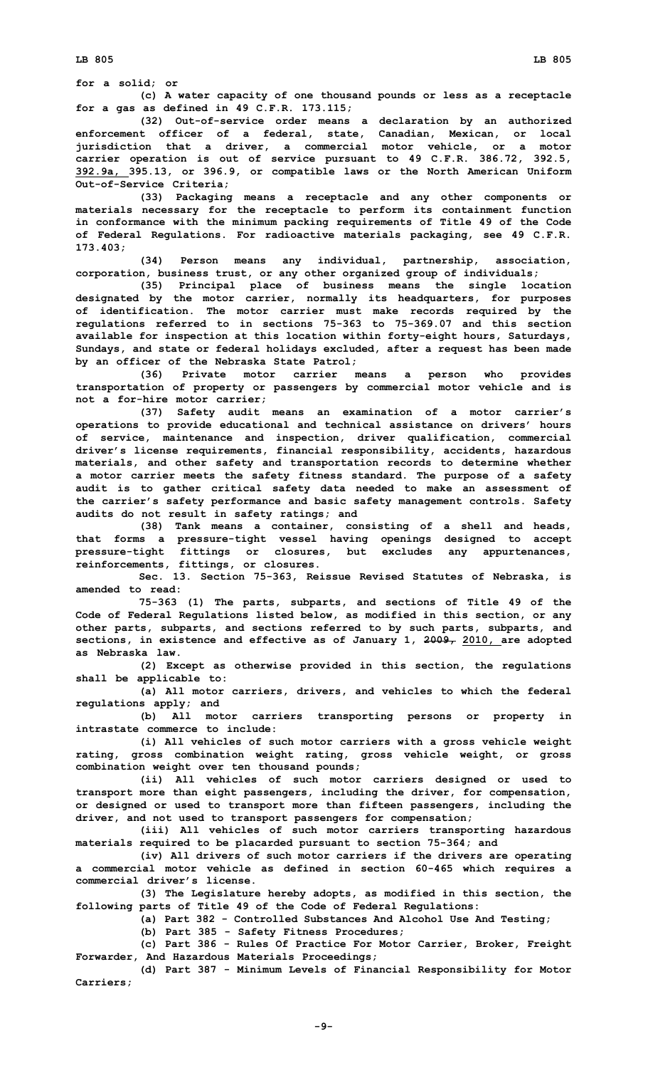**for a solid; or**

**(c) A water capacity of one thousand pounds or less as a receptacle for a gas as defined in 49 C.F.R. 173.115;**

**(32) Out-of-service order means a declaration by an authorized enforcement officer of a federal, state, Canadian, Mexican, or local jurisdiction that a driver, a commercial motor vehicle, or a motor carrier operation is out of service pursuant to 49 C.F.R. 386.72, 392.5, 392.9a, 395.13, or 396.9, or compatible laws or the North American Uniform Out-of-Service Criteria;**

**(33) Packaging means a receptacle and any other components or materials necessary for the receptacle to perform its containment function in conformance with the minimum packing requirements of Title 49 of the Code of Federal Regulations. For radioactive materials packaging, see 49 C.F.R. 173.403;**

**(34) Person means any individual, partnership, association, corporation, business trust, or any other organized group of individuals;**

**(35) Principal place of business means the single location designated by the motor carrier, normally its headquarters, for purposes of identification. The motor carrier must make records required by the regulations referred to in sections 75-363 to 75-369.07 and this section available for inspection at this location within forty-eight hours, Saturdays, Sundays, and state or federal holidays excluded, after a request has been made by an officer of the Nebraska State Patrol;**

**(36) Private motor carrier means a person who provides transportation of property or passengers by commercial motor vehicle and is not a for-hire motor carrier;**

**(37) Safety audit means an examination of a motor carrier's operations to provide educational and technical assistance on drivers' hours of service, maintenance and inspection, driver qualification, commercial driver's license requirements, financial responsibility, accidents, hazardous materials, and other safety and transportation records to determine whether a motor carrier meets the safety fitness standard. The purpose of a safety audit is to gather critical safety data needed to make an assessment of the carrier's safety performance and basic safety management controls. Safety audits do not result in safety ratings; and**

**(38) Tank means a container, consisting of a shell and heads, that forms a pressure-tight vessel having openings designed to accept pressure-tight fittings or closures, but excludes any appurtenances, reinforcements, fittings, or closures.**

**Sec. 13. Section 75-363, Reissue Revised Statutes of Nebraska, is amended to read:**

**75-363 (1) The parts, subparts, and sections of Title 49 of the Code of Federal Regulations listed below, as modified in this section, or any other parts, subparts, and sections referred to by such parts, subparts, and sections, in existence and effective as of January 1, ~~2009,~~ 2010, are adopted as Nebraska law.**

**(2) Except as otherwise provided in this section, the regulations shall be applicable to:**

**(a) All motor carriers, drivers, and vehicles to which the federal regulations apply; and**

**(b) All motor carriers transporting persons or property in intrastate commerce to include:**

**(i) All vehicles of such motor carriers with a gross vehicle weight rating, gross combination weight rating, gross vehicle weight, or gross combination weight over ten thousand pounds;**

**(ii) All vehicles of such motor carriers designed or used to transport more than eight passengers, including the driver, for compensation, or designed or used to transport more than fifteen passengers, including the driver, and not used to transport passengers for compensation;**

**(iii) All vehicles of such motor carriers transporting hazardous materials required to be placarded pursuant to section 75-364; and**

**(iv) All drivers of such motor carriers if the drivers are operating a commercial motor vehicle as defined in section 60-465 which requires a commercial driver's license.**

**(3) The Legislature hereby adopts, as modified in this section, the following parts of Title 49 of the Code of Federal Regulations:**

**(a) Part 382 - Controlled Substances And Alcohol Use And Testing;**

**(b) Part 385 - Safety Fitness Procedures;**

**(c) Part 386 - Rules Of Practice For Motor Carrier, Broker, Freight Forwarder, And Hazardous Materials Proceedings;**

**(d) Part 387 - Minimum Levels of Financial Responsibility for Motor Carriers;**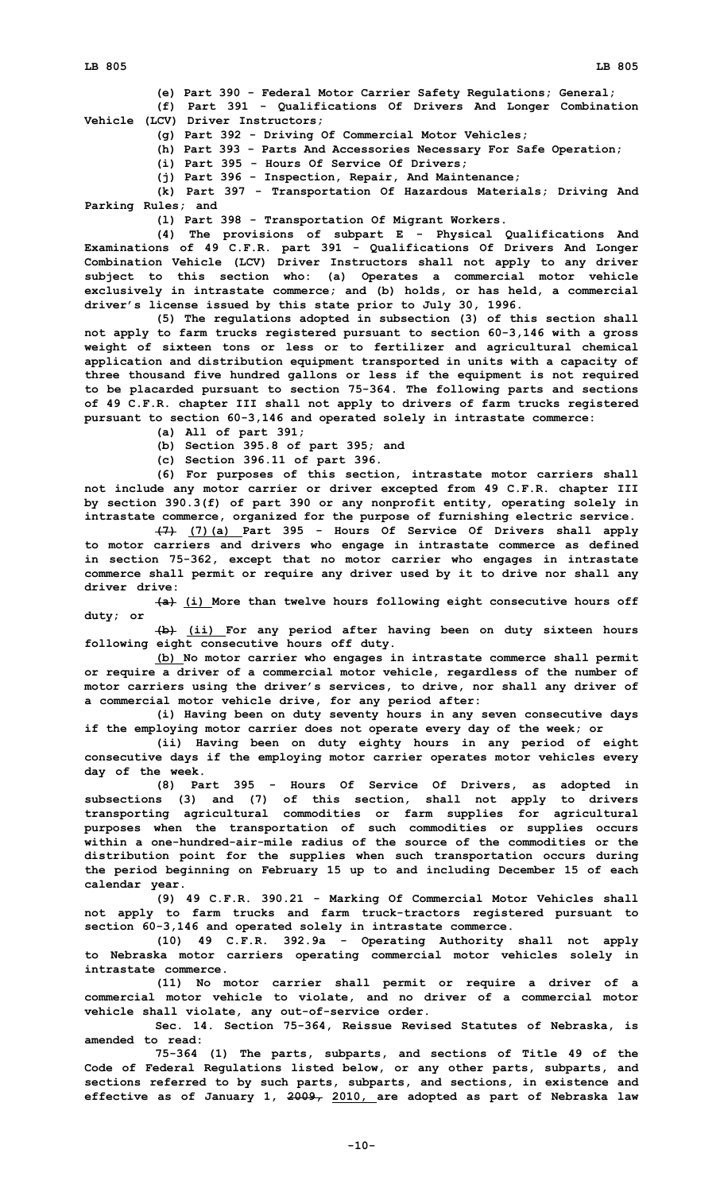(e) Part 390 - Federal Motor Carrier Safety Regulations; General;

(f) Part 391 - Qualifications Of Drivers And Longer Combination Vehicle (LCV) Driver Instructors;

(g) Part 392 - Driving Of Commercial Motor Vehicles;

(h) Part 393 - Parts And Accessories Necessary For Safe Operation;

(i) Part 395 - Hours Of Service Of Drivers;

(j) Part 396 - Inspection, Repair, And Maintenance;

(k) Part 397 - Transportation Of Hazardous Materials; Driving And Parking Rules; and

(l) Part 398 - Transportation Of Migrant Workers.

(4) The provisions of subpart E - Physical Qualifications And Examinations of 49 C.F.R. part 391 - Qualifications Of Drivers And Longer Combination Vehicle (LCV) Driver Instructors shall not apply to any driver subject to this section who: (a) Operates a commercial motor vehicle exclusively in intrastate commerce; and (b) holds, or has held, a commercial driver's license issued by this state prior to July 30, 1996.

(5) The regulations adopted in subsection (3) of this section shall not apply to farm trucks registered pursuant to section 60-3,146 with a gross weight of sixteen tons or less or to fertilizer and agricultural chemical application and distribution equipment transported in units with a capacity of three thousand five hundred gallons or less if the equipment is not required to be placarded pursuant to section 75-364. The following parts and sections of 49 C.F.R. chapter III shall not apply to drivers of farm trucks registered pursuant to section 60-3,146 and operated solely in intrastate commerce:

(a) All of part 391;

(b) Section 395.8 of part 395; and

(c) Section 396.11 of part 396.

(6) For purposes of this section, intrastate motor carriers shall not include any motor carrier or driver excepted from 49 C.F.R. chapter III by section 390.3(f) of part 390 or any nonprofit entity, operating solely in intrastate commerce, organized for the purpose of furnishing electric service.

~~(7)~~ (7)(a) Part 395 - Hours Of Service Of Drivers shall apply to motor carriers and drivers who engage in intrastate commerce as defined in section 75-362, except that no motor carrier who engages in intrastate commerce shall permit or require any driver used by it to drive nor shall any driver drive:

~~(a)~~ (i) More than twelve hours following eight consecutive hours off duty; or

~~(b)~~ (ii) For any period after having been on duty sixteen hours following eight consecutive hours off duty.

(b) No motor carrier who engages in intrastate commerce shall permit or require a driver of a commercial motor vehicle, regardless of the number of motor carriers using the driver's services, to drive, nor shall any driver of a commercial motor vehicle drive, for any period after:

(i) Having been on duty seventy hours in any seven consecutive days if the employing motor carrier does not operate every day of the week; or

(ii) Having been on duty eighty hours in any period of eight consecutive days if the employing motor carrier operates motor vehicles every day of the week.

(8) Part 395 - Hours Of Service Of Drivers, as adopted in subsections (3) and (7) of this section, shall not apply to drivers transporting agricultural commodities or farm supplies for agricultural purposes when the transportation of such commodities or supplies occurs within a one-hundred-air-mile radius of the source of the commodities or the distribution point for the supplies when such transportation occurs during the period beginning on February 15 up to and including December 15 of each calendar year.

(9) 49 C.F.R. 390.21 - Marking Of Commercial Motor Vehicles shall not apply to farm trucks and farm truck-tractors registered pursuant to section 60-3,146 and operated solely in intrastate commerce.

(10) 49 C.F.R. 392.9a - Operating Authority shall not apply to Nebraska motor carriers operating commercial motor vehicles solely in intrastate commerce.

(11) No motor carrier shall permit or require a driver of a commercial motor vehicle to violate, and no driver of a commercial motor vehicle shall violate, any out-of-service order.

Sec. 14. Section 75-364, Reissue Revised Statutes of Nebraska, is amended to read:

75-364 (1) The parts, subparts, and sections of Title 49 of the Code of Federal Regulations listed below, or any other parts, subparts, and sections referred to by such parts, subparts, and sections, in existence and effective as of January 1, ~~2009,~~ 2010, are adopted as part of Nebraska law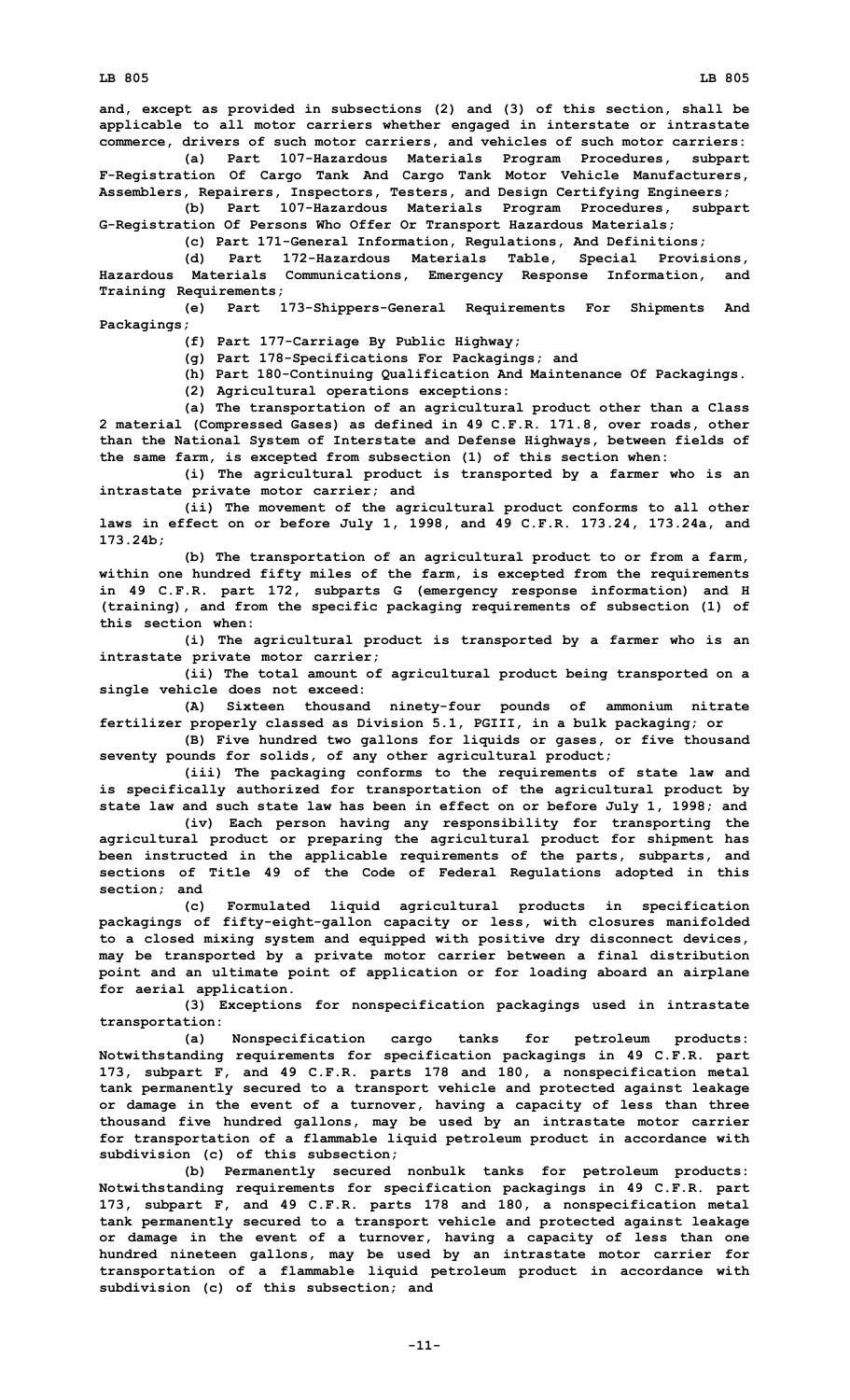and, except as provided in subsections (2) and (3) of this section, shall be applicable to all motor carriers whether engaged in interstate or intrastate commerce, drivers of such motor carriers, and vehicles of such motor carriers:

(a) Part 107-Hazardous Materials Program Procedures, subpart F-Registration Of Cargo Tank And Cargo Tank Motor Vehicle Manufacturers, Assemblers, Repairers, Inspectors, Testers, and Design Certifying Engineers;

(b) Part 107-Hazardous Materials Program Procedures, subpart G-Registration Of Persons Who Offer Or Transport Hazardous Materials;

(c) Part 171-General Information, Regulations, And Definitions;

(d) Part 172-Hazardous Materials Table, Special Provisions, Hazardous Materials Communications, Emergency Response Information, and Training Requirements;

(e) Part 173-Shippers-General Requirements For Shipments And Packagings;

(f) Part 177-Carriage By Public Highway;

(g) Part 178-Specifications For Packagings; and

(h) Part 180-Continuing Qualification And Maintenance Of Packagings.

(2) Agricultural operations exceptions:

(a) The transportation of an agricultural product other than a Class 2 material (Compressed Gases) as defined in 49 C.F.R. 171.8, over roads, other than the National System of Interstate and Defense Highways, between fields of the same farm, is excepted from subsection (1) of this section when:

(i) The agricultural product is transported by a farmer who is an intrastate private motor carrier; and

(ii) The movement of the agricultural product conforms to all other laws in effect on or before July 1, 1998, and 49 C.F.R. 173.24, 173.24a, and 173.24b;

(b) The transportation of an agricultural product to or from a farm, within one hundred fifty miles of the farm, is excepted from the requirements in 49 C.F.R. part 172, subparts G (emergency response information) and H (training), and from the specific packaging requirements of subsection (1) of this section when:

(i) The agricultural product is transported by a farmer who is an intrastate private motor carrier;

(ii) The total amount of agricultural product being transported on a single vehicle does not exceed:

(A) Sixteen thousand ninety-four pounds of ammonium nitrate fertilizer properly classed as Division 5.1, PGIII, in a bulk packaging; or

(B) Five hundred two gallons for liquids or gases, or five thousand seventy pounds for solids, of any other agricultural product;

(iii) The packaging conforms to the requirements of state law and is specifically authorized for transportation of the agricultural product by state law and such state law has been in effect on or before July 1, 1998; and

(iv) Each person having any responsibility for transporting the agricultural product or preparing the agricultural product for shipment has been instructed in the applicable requirements of the parts, subparts, and sections of Title 49 of the Code of Federal Regulations adopted in this section; and

(c) Formulated liquid agricultural products in specification packagings of fifty-eight-gallon capacity or less, with closures manifolded to a closed mixing system and equipped with positive dry disconnect devices, may be transported by a private motor carrier between a final distribution point and an ultimate point of application or for loading aboard an airplane for aerial application.

(3) Exceptions for nonspecification packagings used in intrastate transportation:

(a) Nonspecification cargo tanks for petroleum products: Notwithstanding requirements for specification packagings in 49 C.F.R. part 173, subpart F, and 49 C.F.R. parts 178 and 180, a nonspecification metal tank permanently secured to a transport vehicle and protected against leakage or damage in the event of a turnover, having a capacity of less than three thousand five hundred gallons, may be used by an intrastate motor carrier for transportation of a flammable liquid petroleum product in accordance with subdivision (c) of this subsection;

(b) Permanently secured nonbulk tanks for petroleum products: Notwithstanding requirements for specification packagings in 49 C.F.R. part 173, subpart F, and 49 C.F.R. parts 178 and 180, a nonspecification metal tank permanently secured to a transport vehicle and protected against leakage or damage in the event of a turnover, having a capacity of less than one hundred nineteen gallons, may be used by an intrastate motor carrier for transportation of a flammable liquid petroleum product in accordance with subdivision (c) of this subsection; and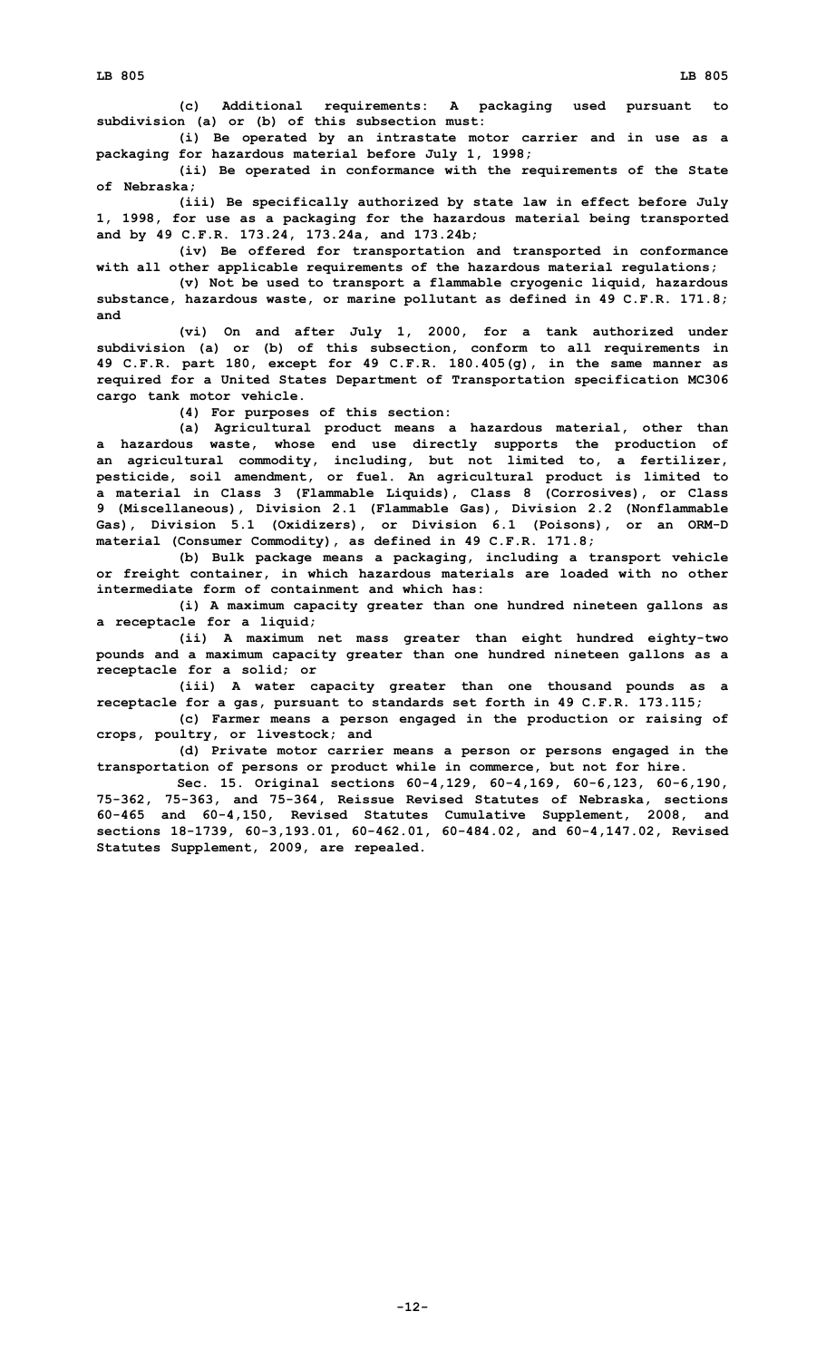(c) Additional requirements: A packaging used pursuant to subdivision (a) or (b) of this subsection must:

(i) Be operated by an intrastate motor carrier and in use as a packaging for hazardous material before July 1, 1998;

(ii) Be operated in conformance with the requirements of the State of Nebraska;

(iii) Be specifically authorized by state law in effect before July 1, 1998, for use as a packaging for the hazardous material being transported and by 49 C.F.R. 173.24, 173.24a, and 173.24b;

(iv) Be offered for transportation and transported in conformance with all other applicable requirements of the hazardous material regulations;

(v) Not be used to transport a flammable cryogenic liquid, hazardous substance, hazardous waste, or marine pollutant as defined in 49 C.F.R. 171.8; and

(vi) On and after July 1, 2000, for a tank authorized under subdivision (a) or (b) of this subsection, conform to all requirements in 49 C.F.R. part 180, except for 49 C.F.R. 180.405(g), in the same manner as required for a United States Department of Transportation specification MC306 cargo tank motor vehicle.

(4) For purposes of this section:

(a) Agricultural product means a hazardous material, other than a hazardous waste, whose end use directly supports the production of an agricultural commodity, including, but not limited to, a fertilizer, pesticide, soil amendment, or fuel. An agricultural product is limited to a material in Class 3 (Flammable Liquids), Class 8 (Corrosives), or Class 9 (Miscellaneous), Division 2.1 (Flammable Gas), Division 2.2 (Nonflammable Gas), Division 5.1 (Oxidizers), or Division 6.1 (Poisons), or an ORM-D material (Consumer Commodity), as defined in 49 C.F.R. 171.8;

(b) Bulk package means a packaging, including a transport vehicle or freight container, in which hazardous materials are loaded with no other intermediate form of containment and which has:

(i) A maximum capacity greater than one hundred nineteen gallons as a receptacle for a liquid;

(ii) A maximum net mass greater than eight hundred eighty-two pounds and a maximum capacity greater than one hundred nineteen gallons as a receptacle for a solid; or

(iii) A water capacity greater than one thousand pounds as a receptacle for a gas, pursuant to standards set forth in 49 C.F.R. 173.115;

(c) Farmer means a person engaged in the production or raising of crops, poultry, or livestock; and

(d) Private motor carrier means a person or persons engaged in the transportation of persons or product while in commerce, but not for hire.

Sec. 15. Original sections 60-4,129, 60-4,169, 60-6,123, 60-6,190, 75-362, 75-363, and 75-364, Reissue Revised Statutes of Nebraska, sections 60-465 and 60-4,150, Revised Statutes Cumulative Supplement, 2008, and sections 18-1739, 60-3,193.01, 60-462.01, 60-484.02, and 60-4,147.02, Revised Statutes Supplement, 2009, are repealed.